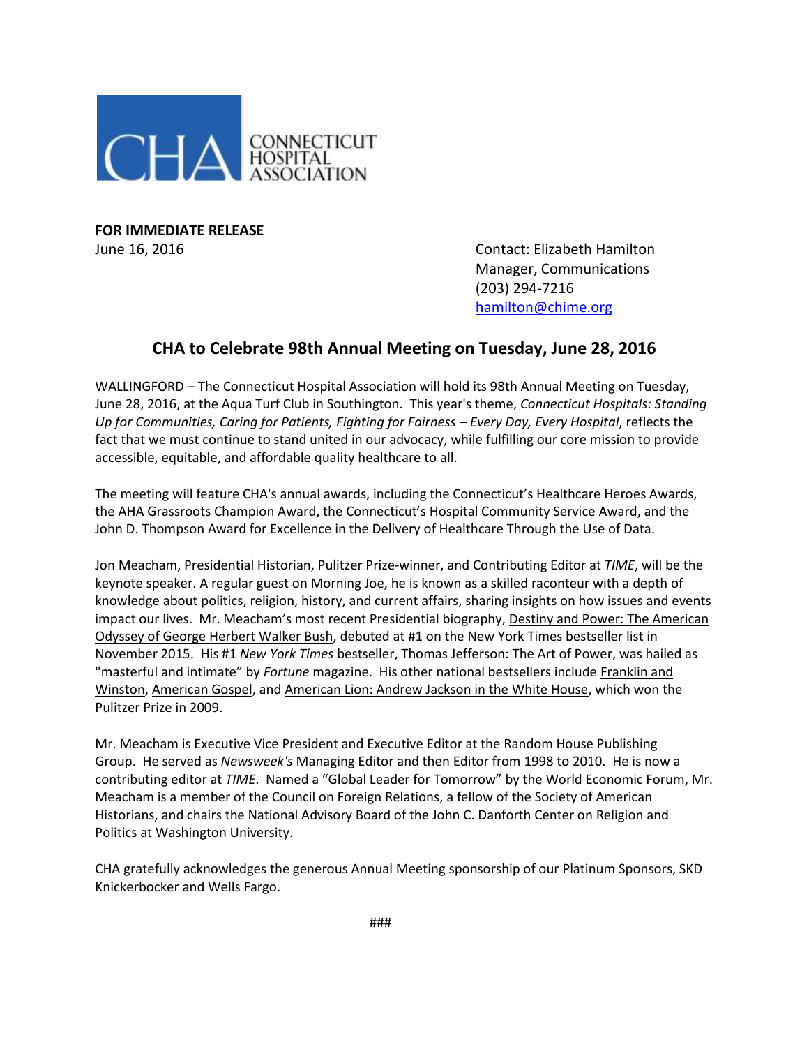CONNECTICUT HOSPITAL ASSOCIATION

**FOR IMMEDIATE RELEASE**
June 16, 2016

Contact: Elizabeth Hamilton
Manager, Communications
(203) 294-7216
hamilton@chime.org

## CHA to Celebrate 98th Annual Meeting on Tuesday, June 28, 2016

WALLINGFORD – The Connecticut Hospital Association will hold its 98th Annual Meeting on Tuesday, June 28, 2016, at the Aqua Turf Club in Southington. This year's theme, *Connecticut Hospitals: Standing Up for Communities, Caring for Patients, Fighting for Fairness – Every Day, Every Hospital*, reflects the fact that we must continue to stand united in our advocacy, while fulfilling our core mission to provide accessible, equitable, and affordable quality healthcare to all.

The meeting will feature CHA's annual awards, including the Connecticut's Healthcare Heroes Awards, the AHA Grassroots Champion Award, the Connecticut's Hospital Community Service Award, and the John D. Thompson Award for Excellence in the Delivery of Healthcare Through the Use of Data.

Jon Meacham, Presidential Historian, Pulitzer Prize-winner, and Contributing Editor at *TIME*, will be the keynote speaker. A regular guest on Morning Joe, he is known as a skilled raconteur with a depth of knowledge about politics, religion, history, and current affairs, sharing insights on how issues and events impact our lives. Mr. Meacham's most recent Presidential biography, Destiny and Power: The American Odyssey of George Herbert Walker Bush, debuted at #1 on the New York Times bestseller list in November 2015. His #1 *New York Times* bestseller, Thomas Jefferson: The Art of Power, was hailed as "masterful and intimate" by *Fortune* magazine. His other national bestsellers include Franklin and Winston, American Gospel, and American Lion: Andrew Jackson in the White House, which won the Pulitzer Prize in 2009.

Mr. Meacham is Executive Vice President and Executive Editor at the Random House Publishing Group. He served as *Newsweek's* Managing Editor and then Editor from 1998 to 2010. He is now a contributing editor at *TIME*. Named a "Global Leader for Tomorrow" by the World Economic Forum, Mr. Meacham is a member of the Council on Foreign Relations, a fellow of the Society of American Historians, and chairs the National Advisory Board of the John C. Danforth Center on Religion and Politics at Washington University.

CHA gratefully acknowledges the generous Annual Meeting sponsorship of our Platinum Sponsors, SKD Knickerbocker and Wells Fargo.

###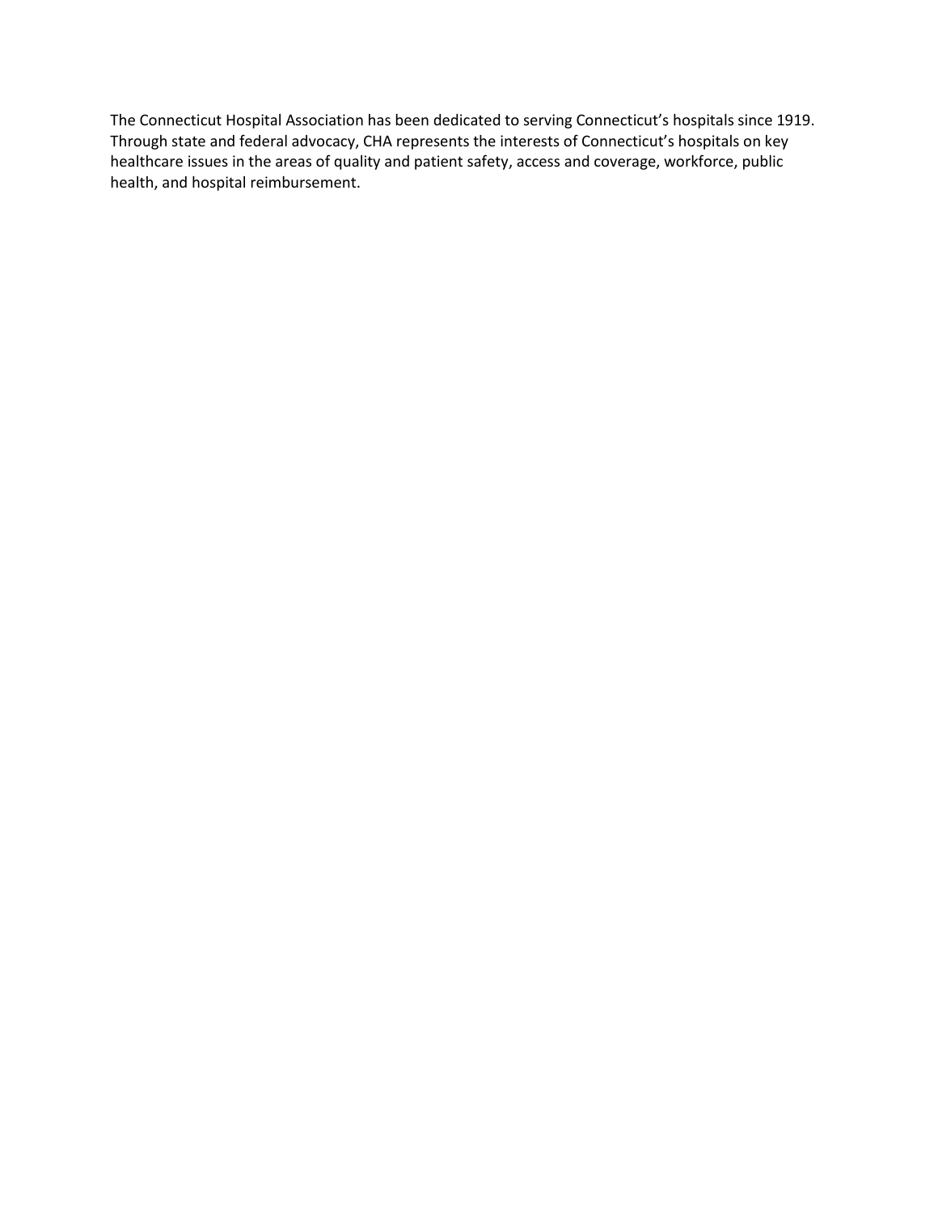The Connecticut Hospital Association has been dedicated to serving Connecticut's hospitals since 1919. Through state and federal advocacy, CHA represents the interests of Connecticut's hospitals on key healthcare issues in the areas of quality and patient safety, access and coverage, workforce, public health, and hospital reimbursement.